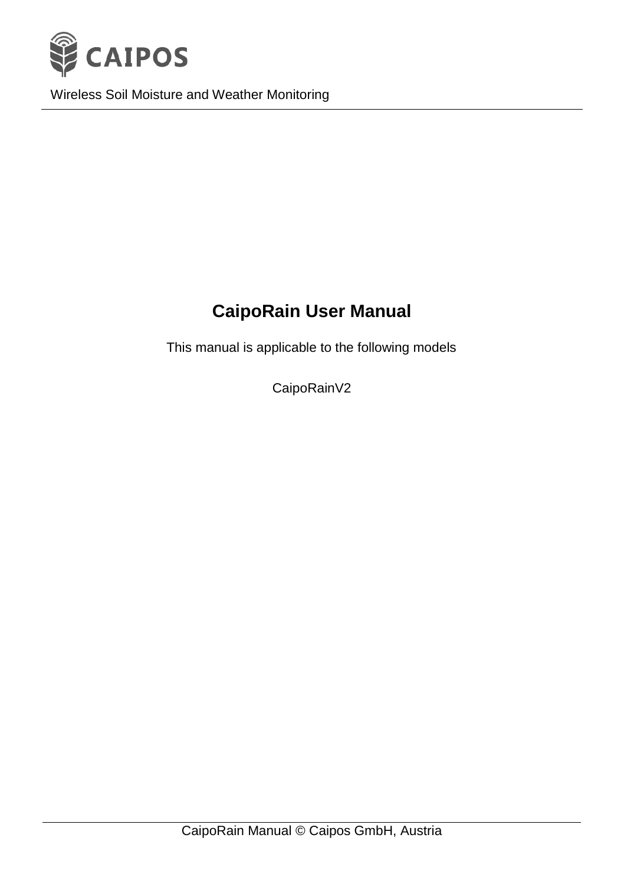CAIPOS

Wireless Soil Moisture and Weather Monitoring

# CaipoRain User Manual

This manual is applicable to the following models

CaipoRainV2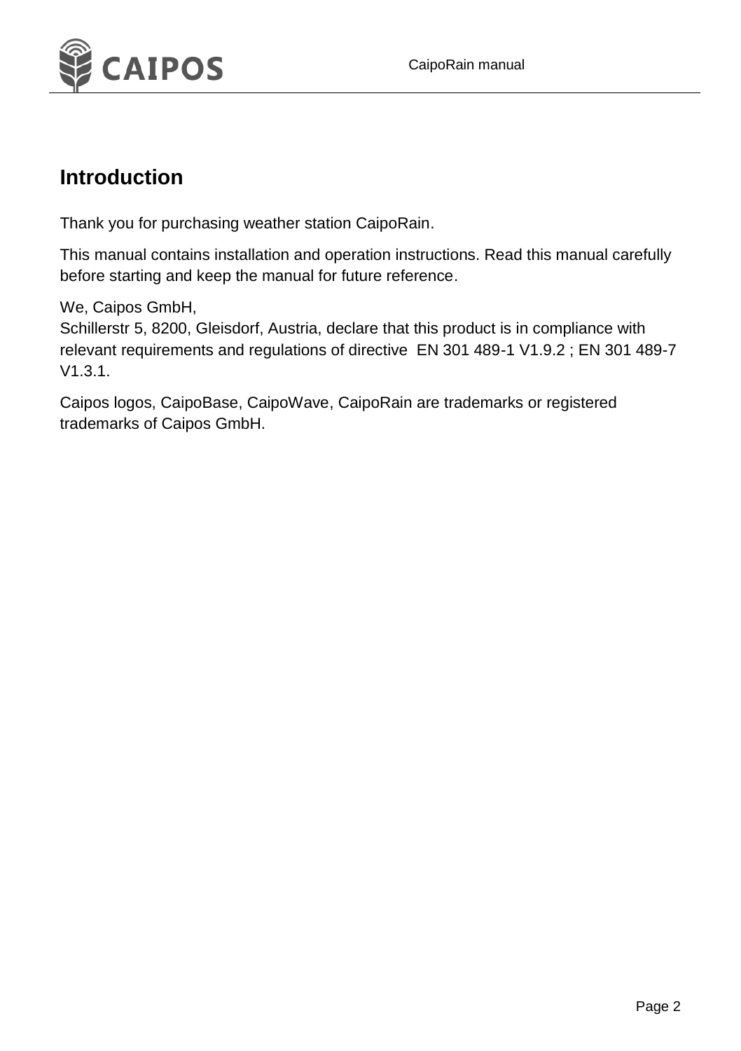## Introduction

Thank you for purchasing weather station CaipoRain.

This manual contains installation and operation instructions. Read this manual carefully before starting and keep the manual for future reference.

We, Caipos GmbH,
Schillerstr 5, 8200, Gleisdorf, Austria, declare that this product is in compliance with relevant requirements and regulations of directive EN 301 489-1 V1.9.2 ; EN 301 489-7 V1.3.1.

Caipos logos, CaipoBase, CaipoWave, CaipoRain are trademarks or registered trademarks of Caipos GmbH.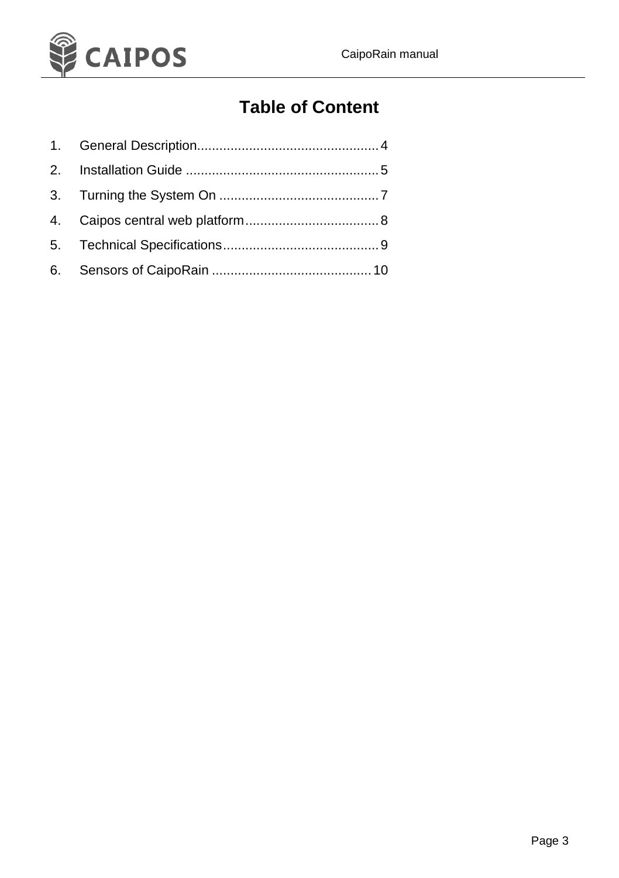# Table of Content

1. General Description ........ 4
2. Installation Guide ........ 5
3. Turning the System On ........ 7
4. Caipos central web platform ........ 8
5. Technical Specifications ........ 9
6. Sensors of CaipoRain ........ 10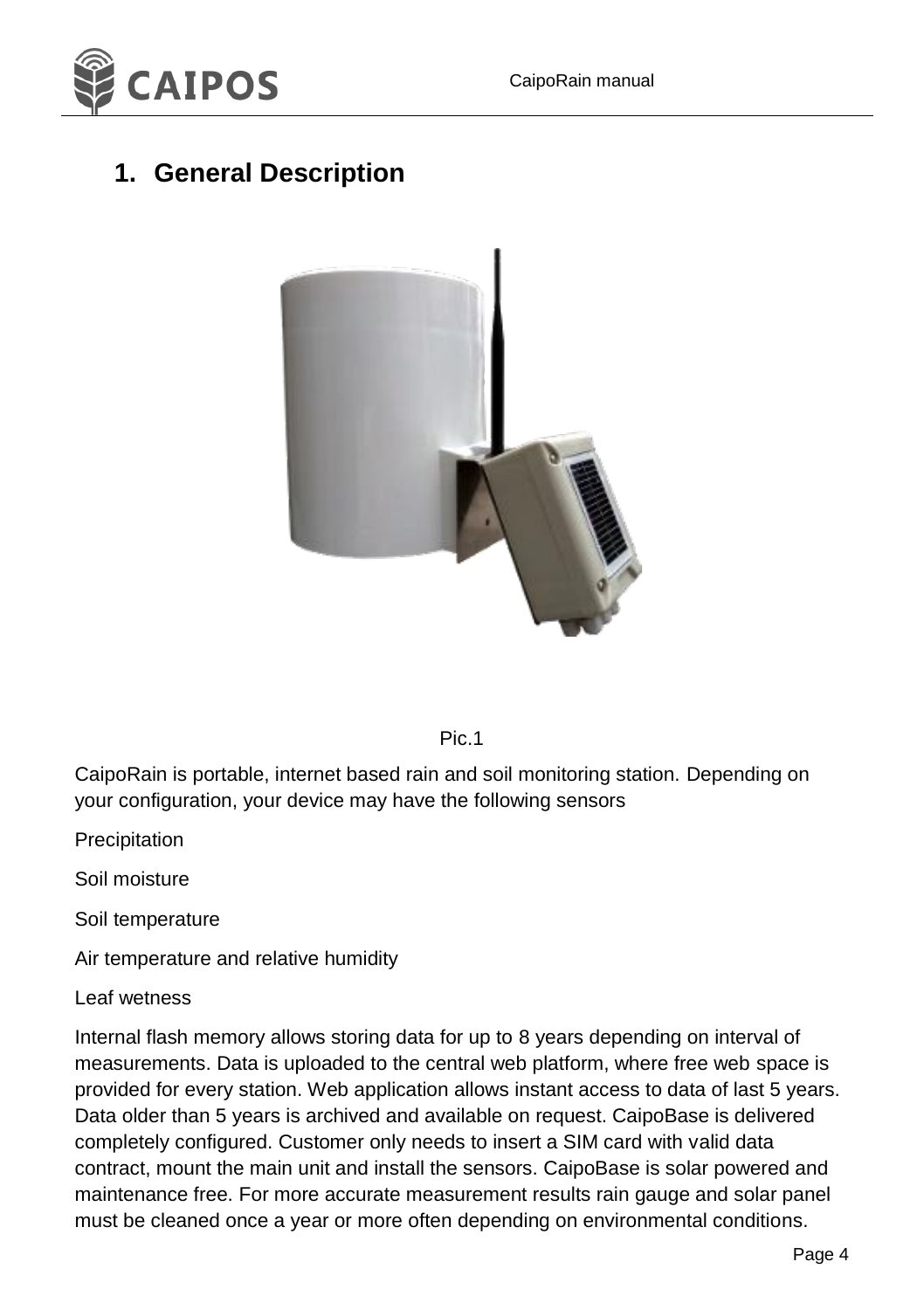# 1. General Description

Pic.1

CaipoRain is portable, internet based rain and soil monitoring station. Depending on your configuration, your device may have the following sensors

Precipitation

Soil moisture

Soil temperature

Air temperature and relative humidity

Leaf wetness

Internal flash memory allows storing data for up to 8 years depending on interval of measurements. Data is uploaded to the central web platform, where free web space is provided for every station. Web application allows instant access to data of last 5 years. Data older than 5 years is archived and available on request. CaipoBase is delivered completely configured. Customer only needs to insert a SIM card with valid data contract, mount the main unit and install the sensors. CaipoBase is solar powered and maintenance free. For more accurate measurement results rain gauge and solar panel must be cleaned once a year or more often depending on environmental conditions.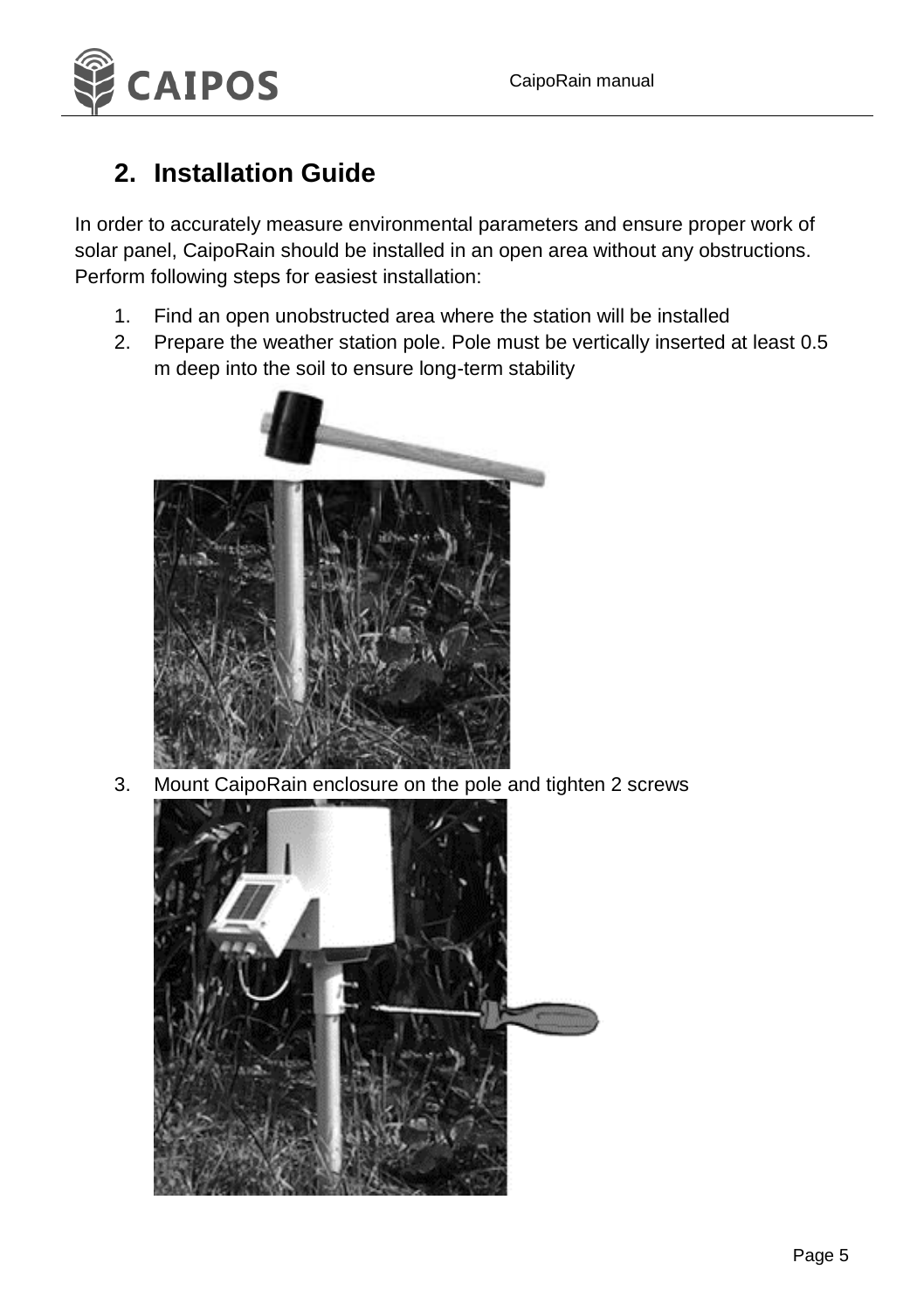## 2. Installation Guide

In order to accurately measure environmental parameters and ensure proper work of solar panel, CaipoRain should be installed in an open area without any obstructions. Perform following steps for easiest installation:

1. Find an open unobstructed area where the station will be installed
2. Prepare the weather station pole. Pole must be vertically inserted at least 0.5 m deep into the soil to ensure long-term stability
3. Mount CaipoRain enclosure on the pole and tighten 2 screws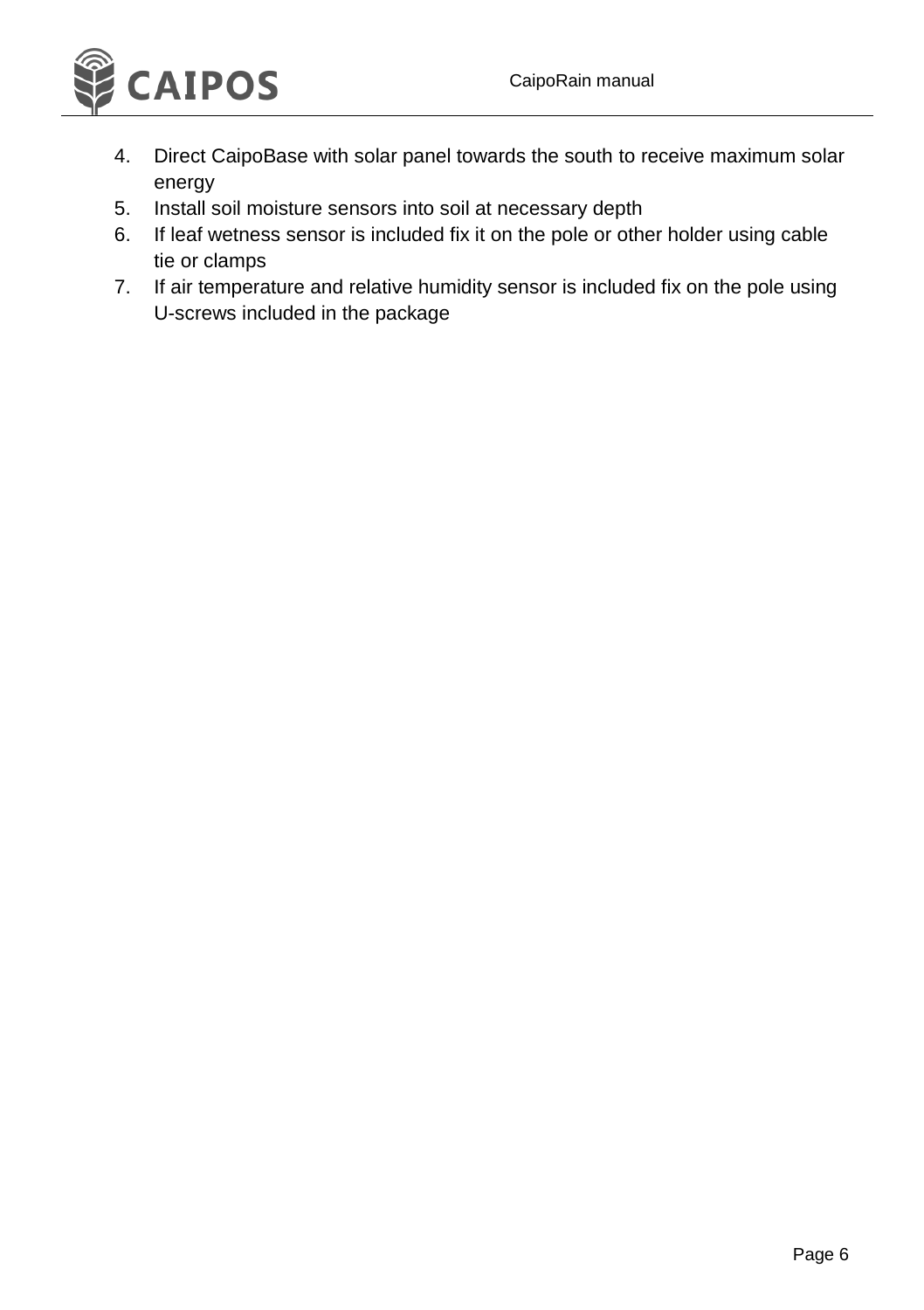4. Direct CaipoBase with solar panel towards the south to receive maximum solar energy
5. Install soil moisture sensors into soil at necessary depth
6. If leaf wetness sensor is included fix it on the pole or other holder using cable tie or clamps
7. If air temperature and relative humidity sensor is included fix on the pole using U-screws included in the package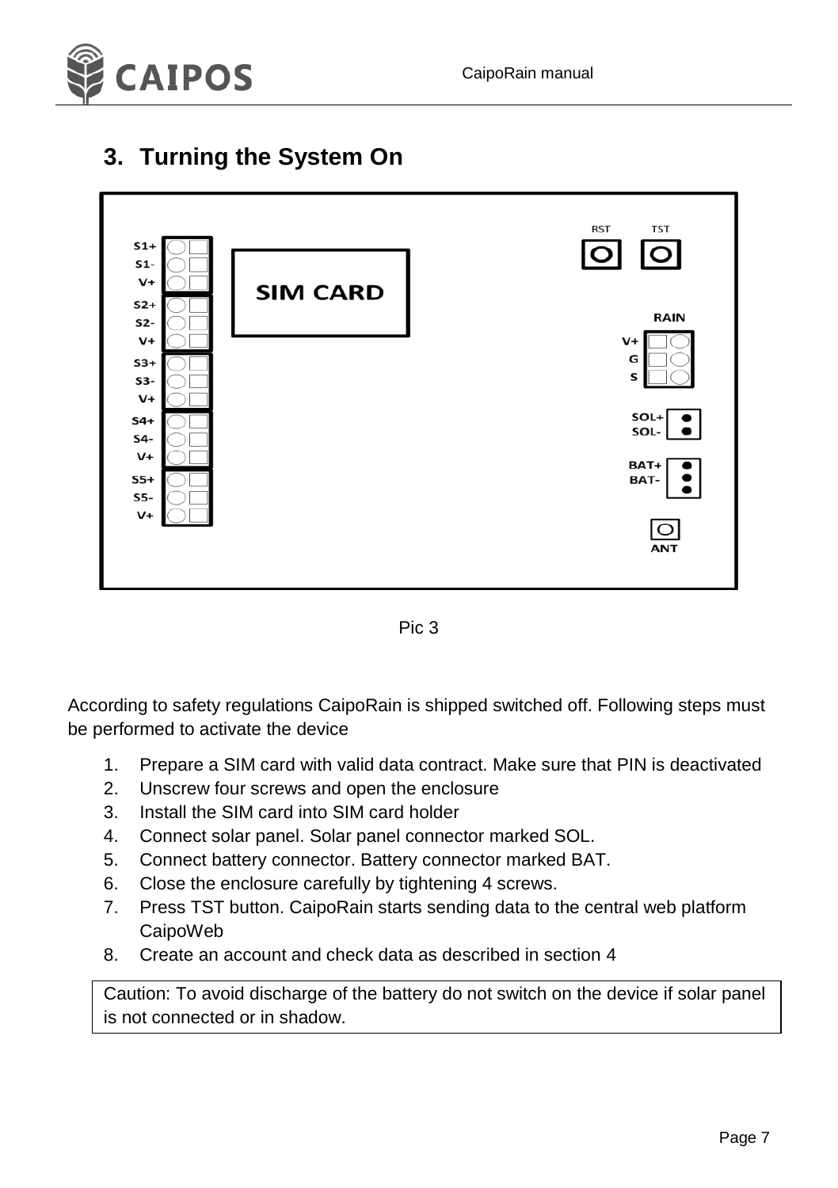## 3. Turning the System On

Pic 3

According to safety regulations CaipoRain is shipped switched off. Following steps must be performed to activate the device

1. Prepare a SIM card with valid data contract. Make sure that PIN is deactivated
2. Unscrew four screws and open the enclosure
3. Install the SIM card into SIM card holder
4. Connect solar panel. Solar panel connector marked SOL.
5. Connect battery connector. Battery connector marked BAT.
6. Close the enclosure carefully by tightening 4 screws.
7. Press TST button. CaipoRain starts sending data to the central web platform CaipoWeb
8. Create an account and check data as described in section 4

Caution: To avoid discharge of the battery do not switch on the device if solar panel is not connected or in shadow.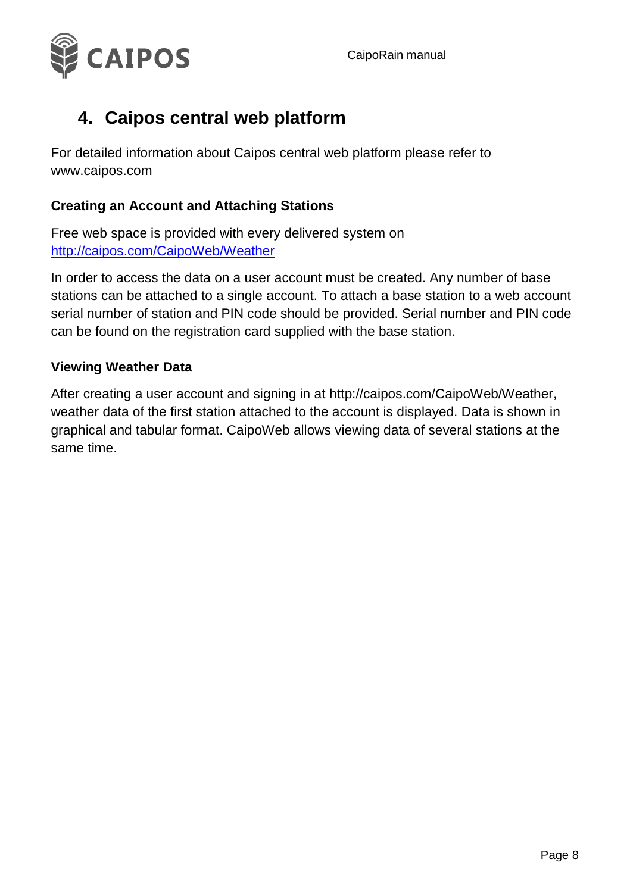# 4. Caipos central web platform

For detailed information about Caipos central web platform please refer to www.caipos.com

**Creating an Account and Attaching Stations**

Free web space is provided with every delivered system on [http://caipos.com/CaipoWeb/Weather](http://caipos.com/CaipoWeb/Weather)

In order to access the data on a user account must be created. Any number of base stations can be attached to a single account. To attach a base station to a web account serial number of station and PIN code should be provided. Serial number and PIN code can be found on the registration card supplied with the base station.

**Viewing Weather Data**

After creating a user account and signing in at http://caipos.com/CaipoWeb/Weather, weather data of the first station attached to the account is displayed. Data is shown in graphical and tabular format. CaipoWeb allows viewing data of several stations at the same time.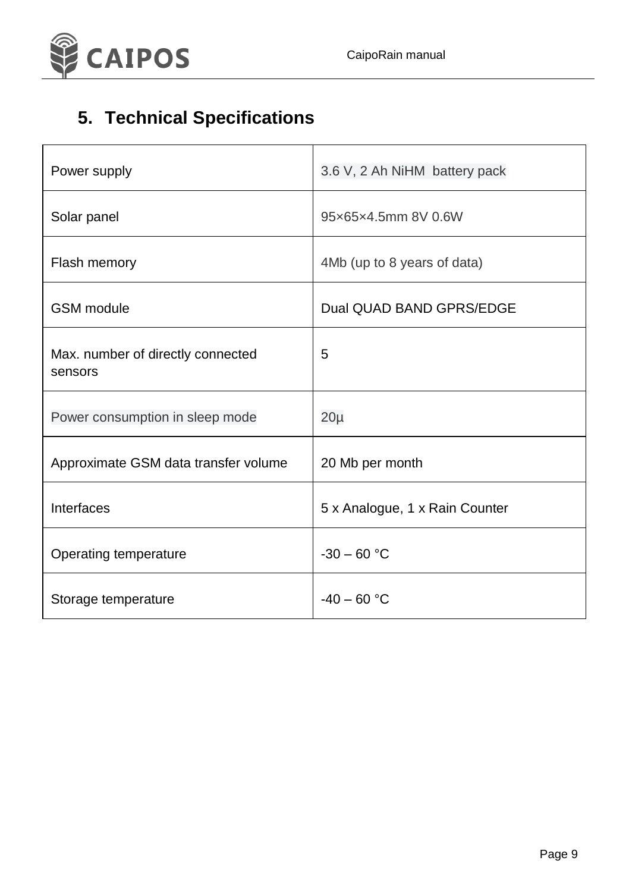## 5. Technical Specifications

| | |
|---|---|
| Power supply | 3.6 V, 2 Ah NiHM battery pack |
| Solar panel | 95×65×4.5mm 8V 0.6W |
| Flash memory | 4Mb (up to 8 years of data) |
| GSM module | Dual QUAD BAND GPRS/EDGE |
| Max. number of directly connected sensors | 5 |
| Power consumption in sleep mode | 20µ |
| Approximate GSM data transfer volume | 20 Mb per month |
| Interfaces | 5 x Analogue, 1 x Rain Counter |
| Operating temperature | -30 – 60 °C |
| Storage temperature | -40 – 60 °C |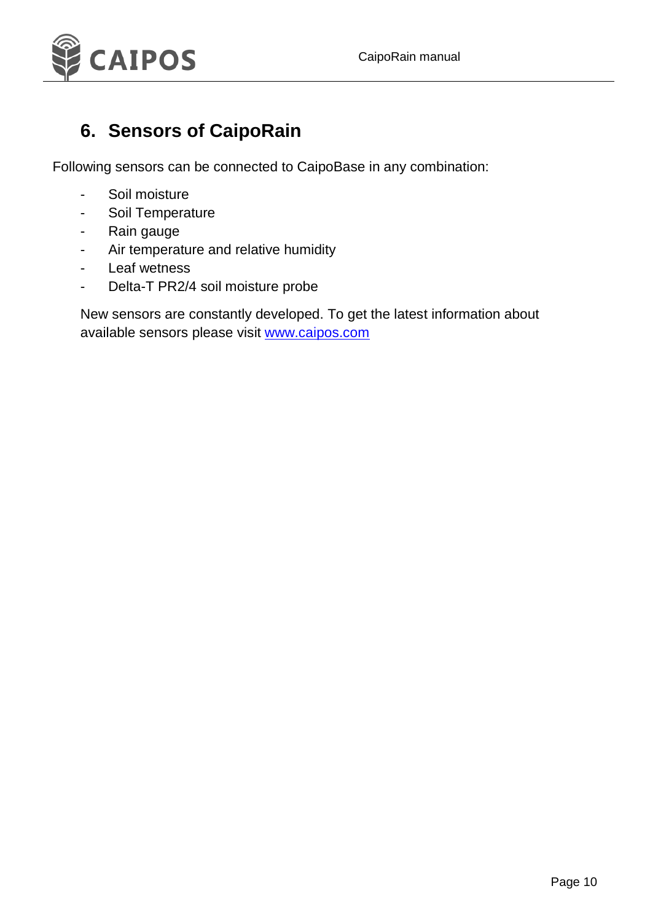## 6. Sensors of CaipoRain

Following sensors can be connected to CaipoBase in any combination:

- Soil moisture
- Soil Temperature
- Rain gauge
- Air temperature and relative humidity
- Leaf wetness
- Delta-T PR2/4 soil moisture probe

New sensors are constantly developed. To get the latest information about available sensors please visit [www.caipos.com](http://www.caipos.com)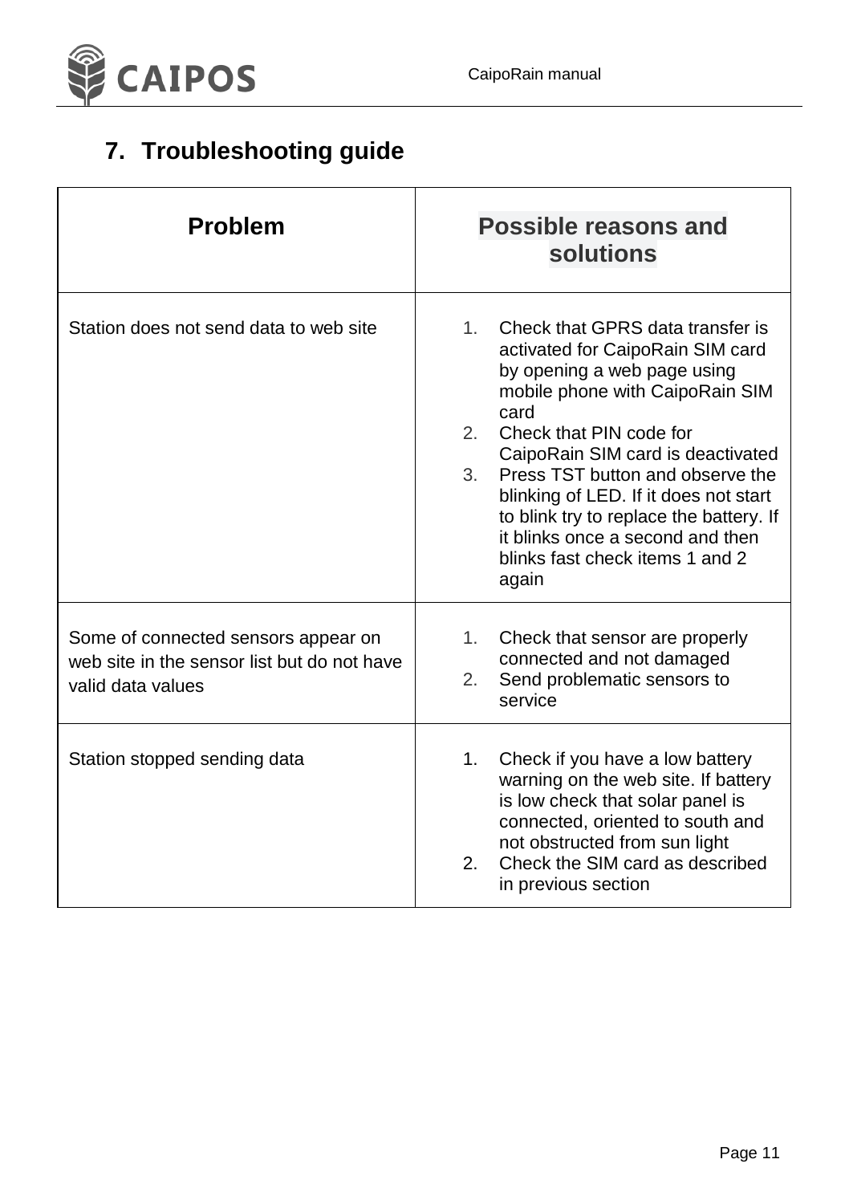## 7. Troubleshooting guide

| Problem | Possible reasons and solutions |
|---|---|
| Station does not send data to web site | 1. Check that GPRS data transfer is activated for CaipoRain SIM card by opening a web page using mobile phone with CaipoRain SIM card<br>2. Check that PIN code for CaipoRain SIM card is deactivated<br>3. Press TST button and observe the blinking of LED. If it does not start to blink try to replace the battery. If it blinks once a second and then blinks fast check items 1 and 2 again |
| Some of connected sensors appear on web site in the sensor list but do not have valid data values | 1. Check that sensor are properly connected and not damaged<br>2. Send problematic sensors to service |
| Station stopped sending data | 1. Check if you have a low battery warning on the web site. If battery is low check that solar panel is connected, oriented to south and not obstructed from sun light<br>2. Check the SIM card as described in previous section |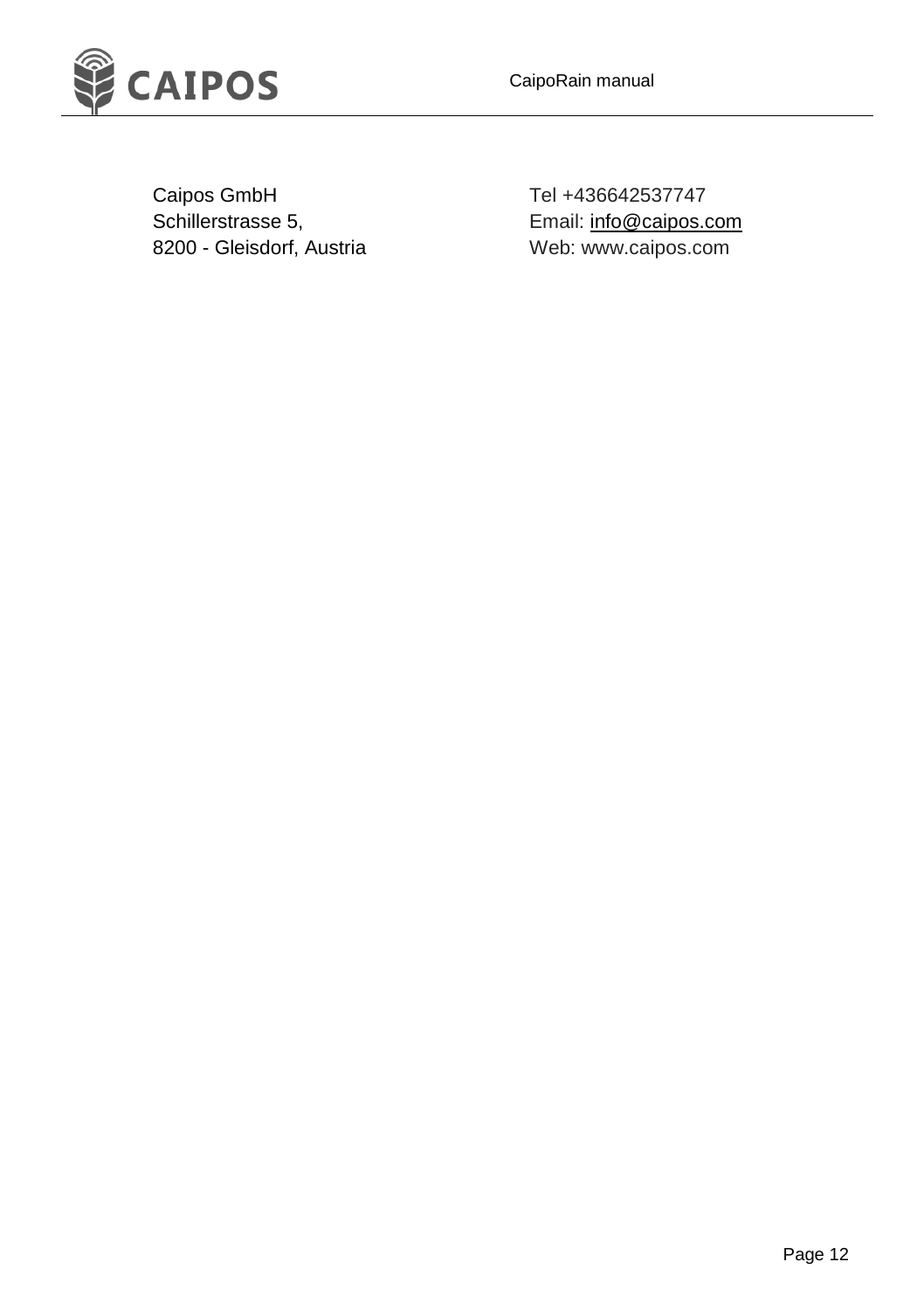Caipos GmbH
Schillerstrasse 5,
8200 - Gleisdorf, Austria

Tel +436642537747
Email: info@caipos.com
Web: www.caipos.com